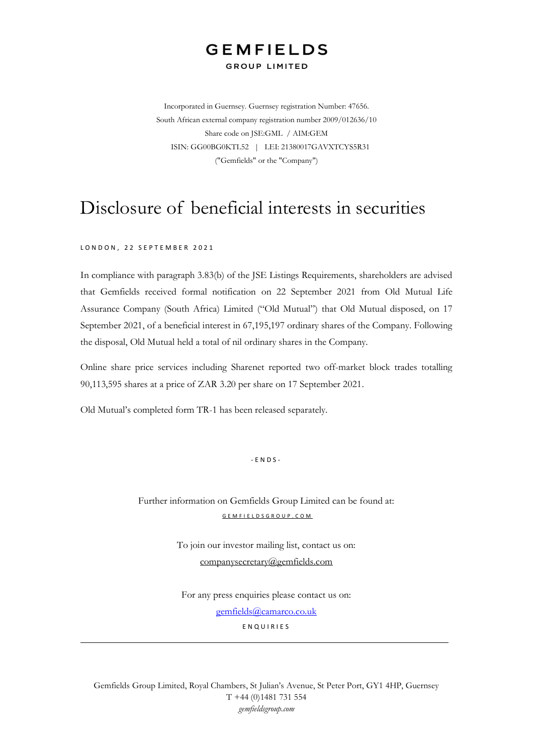# GEMFIELDS

GROUP LIMITED

Incorporated in Guernsey. Guernsey registration Number: 47656.
South African external company registration number 2009/012636/10
Share code on JSE:GML / AIM:GEM
ISIN: GG00BG0KTL52 | LEI: 21380017GAVXTCYS5R31
("Gemfields" or the "Company")

# Disclosure of beneficial interests in securities

LONDON, 22 SEPTEMBER 2021

In compliance with paragraph 3.83(b) of the JSE Listings Requirements, shareholders are advised that Gemfields received formal notification on 22 September 2021 from Old Mutual Life Assurance Company (South Africa) Limited ("Old Mutual") that Old Mutual disposed, on 17 September 2021, of a beneficial interest in 67,195,197 ordinary shares of the Company. Following the disposal, Old Mutual held a total of nil ordinary shares in the Company.

Online share price services including Sharenet reported two off-market block trades totalling 90,113,595 shares at a price of ZAR 3.20 per share on 17 September 2021.

Old Mutual's completed form TR-1 has been released separately.

- ENDS -

Further information on Gemfields Group Limited can be found at:
GEMFIELDSGROUP.COM

To join our investor mailing list, contact us on:
companysecretary@gemfields.com

For any press enquiries please contact us on:
gemfields@camarco.co.uk

ENQUIRIES

---

Gemfields Group Limited, Royal Chambers, St Julian's Avenue, St Peter Port, GY1 4HP, Guernsey
T +44 (0)1481 731 554
*gemfieldsgroup.com*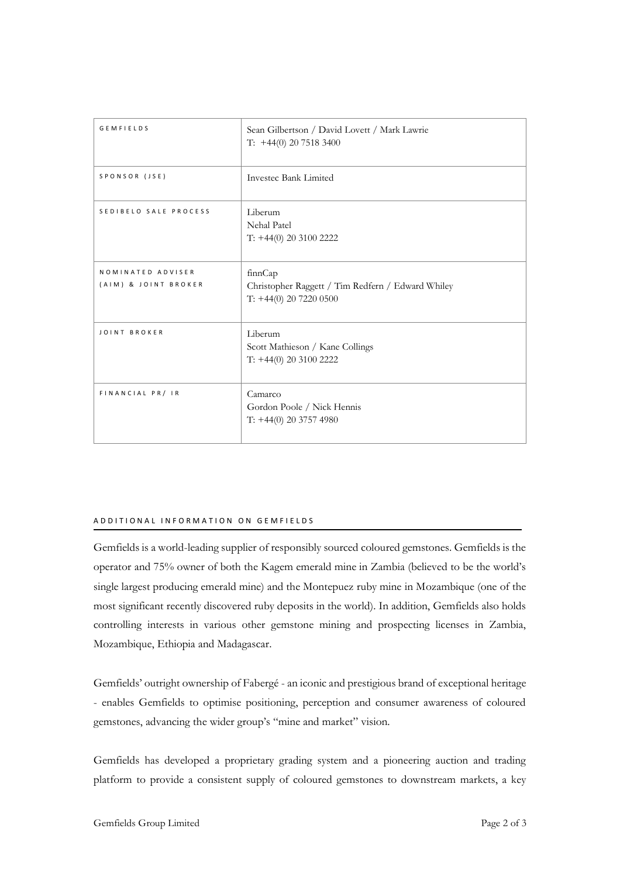| | |
|---|---|
| GEMFIELDS | Sean Gilbertson / David Lovett / Mark Lawrie<br>T: +44(0) 20 7518 3400 |
| SPONSOR (JSE) | Investec Bank Limited |
| SEDIBELO SALE PROCESS | Liberum<br>Nehal Patel<br>T: +44(0) 20 3100 2222 |
| NOMINATED ADVISER (AIM) & JOINT BROKER | finnCap<br>Christopher Raggett / Tim Redfern / Edward Whiley<br>T: +44(0) 20 7220 0500 |
| JOINT BROKER | Liberum<br>Scott Mathieson / Kane Collings<br>T: +44(0) 20 3100 2222 |
| FINANCIAL PR/ IR | Camarco<br>Gordon Poole / Nick Hennis<br>T: +44(0) 20 3757 4980 |

## ADDITIONAL INFORMATION ON GEMFIELDS

Gemfields is a world-leading supplier of responsibly sourced coloured gemstones. Gemfields is the operator and 75% owner of both the Kagem emerald mine in Zambia (believed to be the world's single largest producing emerald mine) and the Montepuez ruby mine in Mozambique (one of the most significant recently discovered ruby deposits in the world). In addition, Gemfields also holds controlling interests in various other gemstone mining and prospecting licenses in Zambia, Mozambique, Ethiopia and Madagascar.

Gemfields' outright ownership of Fabergé - an iconic and prestigious brand of exceptional heritage - enables Gemfields to optimise positioning, perception and consumer awareness of coloured gemstones, advancing the wider group's "mine and market" vision.

Gemfields has developed a proprietary grading system and a pioneering auction and trading platform to provide a consistent supply of coloured gemstones to downstream markets, a key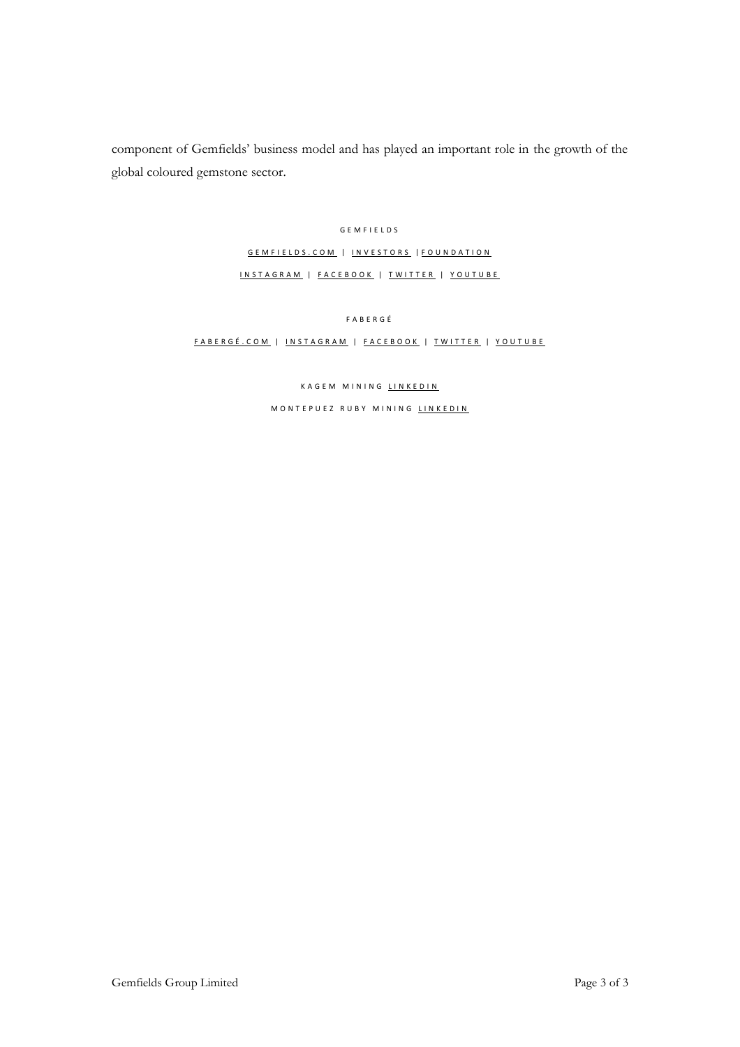component of Gemfields' business model and has played an important role in the growth of the global coloured gemstone sector.

GEMFIELDS

GEMFIELDS.COM | INVESTORS | FOUNDATION

INSTAGRAM | FACEBOOK | TWITTER | YOUTUBE

FABERGÉ

FABERGÉ.COM | INSTAGRAM | FACEBOOK | TWITTER | YOUTUBE

KAGEM MINING LINKEDIN

MONTEPUEZ RUBY MINING LINKEDIN